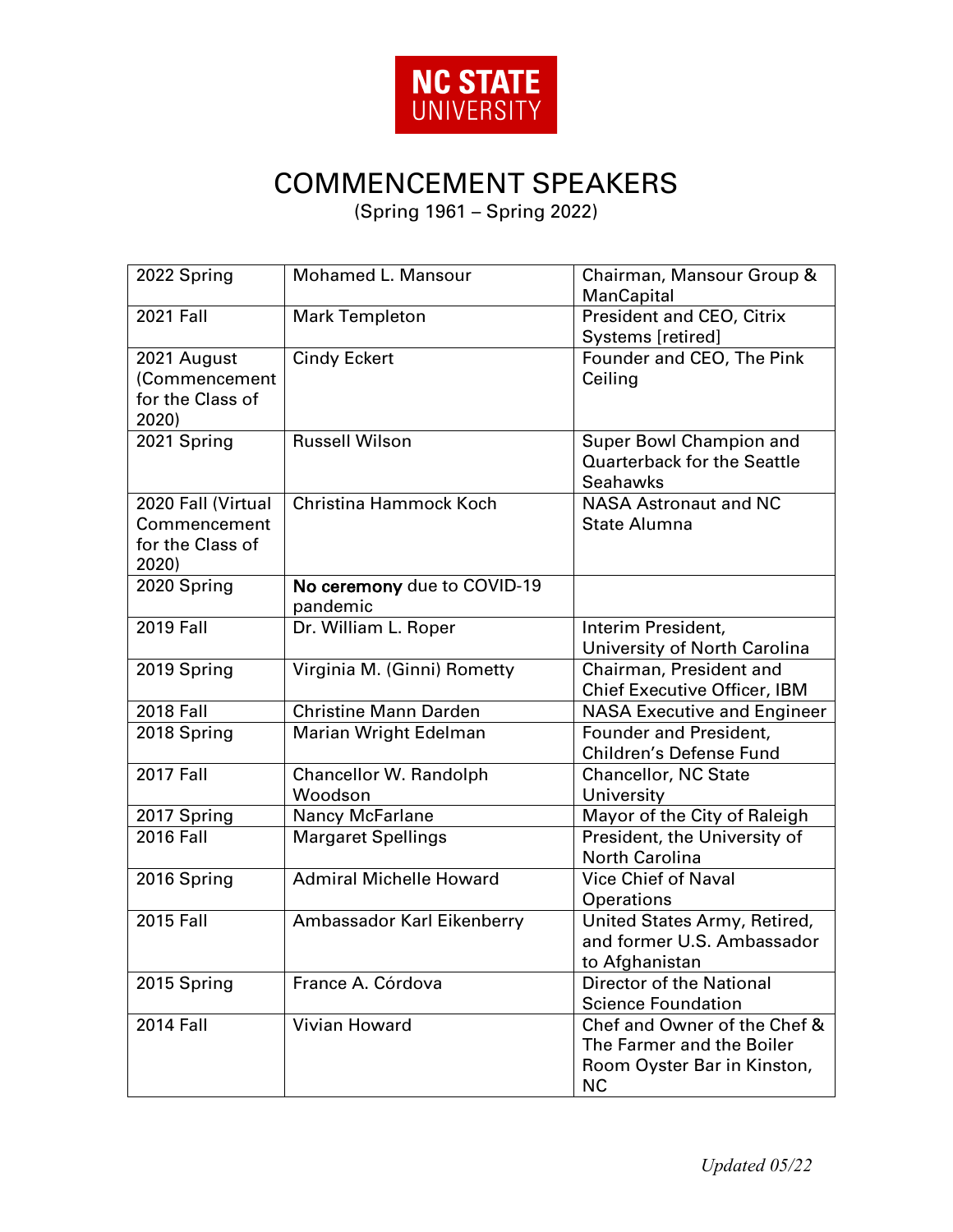NC STATE UNIVERSITY

# COMMENCEMENT SPEAKERS

(Spring 1961 – Spring 2022)

| | | |
|---|---|---|
| 2022 Spring | Mohamed L. Mansour | Chairman, Mansour Group & ManCapital |
| 2021 Fall | Mark Templeton | President and CEO, Citrix Systems [retired] |
| 2021 August (Commencement for the Class of 2020) | Cindy Eckert | Founder and CEO, The Pink Ceiling |
| 2021 Spring | Russell Wilson | Super Bowl Champion and Quarterback for the Seattle Seahawks |
| 2020 Fall (Virtual Commencement for the Class of 2020) | Christina Hammock Koch | NASA Astronaut and NC State Alumna |
| 2020 Spring | **No ceremony** due to COVID-19 pandemic | |
| 2019 Fall | Dr. William L. Roper | Interim President, University of North Carolina |
| 2019 Spring | Virginia M. (Ginni) Rometty | Chairman, President and Chief Executive Officer, IBM |
| 2018 Fall | Christine Mann Darden | NASA Executive and Engineer |
| 2018 Spring | Marian Wright Edelman | Founder and President, Children's Defense Fund |
| 2017 Fall | Chancellor W. Randolph Woodson | Chancellor, NC State University |
| 2017 Spring | Nancy McFarlane | Mayor of the City of Raleigh |
| 2016 Fall | Margaret Spellings | President, the University of North Carolina |
| 2016 Spring | Admiral Michelle Howard | Vice Chief of Naval Operations |
| 2015 Fall | Ambassador Karl Eikenberry | United States Army, Retired, and former U.S. Ambassador to Afghanistan |
| 2015 Spring | France A. Córdova | Director of the National Science Foundation |
| 2014 Fall | Vivian Howard | Chef and Owner of the Chef & The Farmer and the Boiler Room Oyster Bar in Kinston, NC |

*Updated 05/22*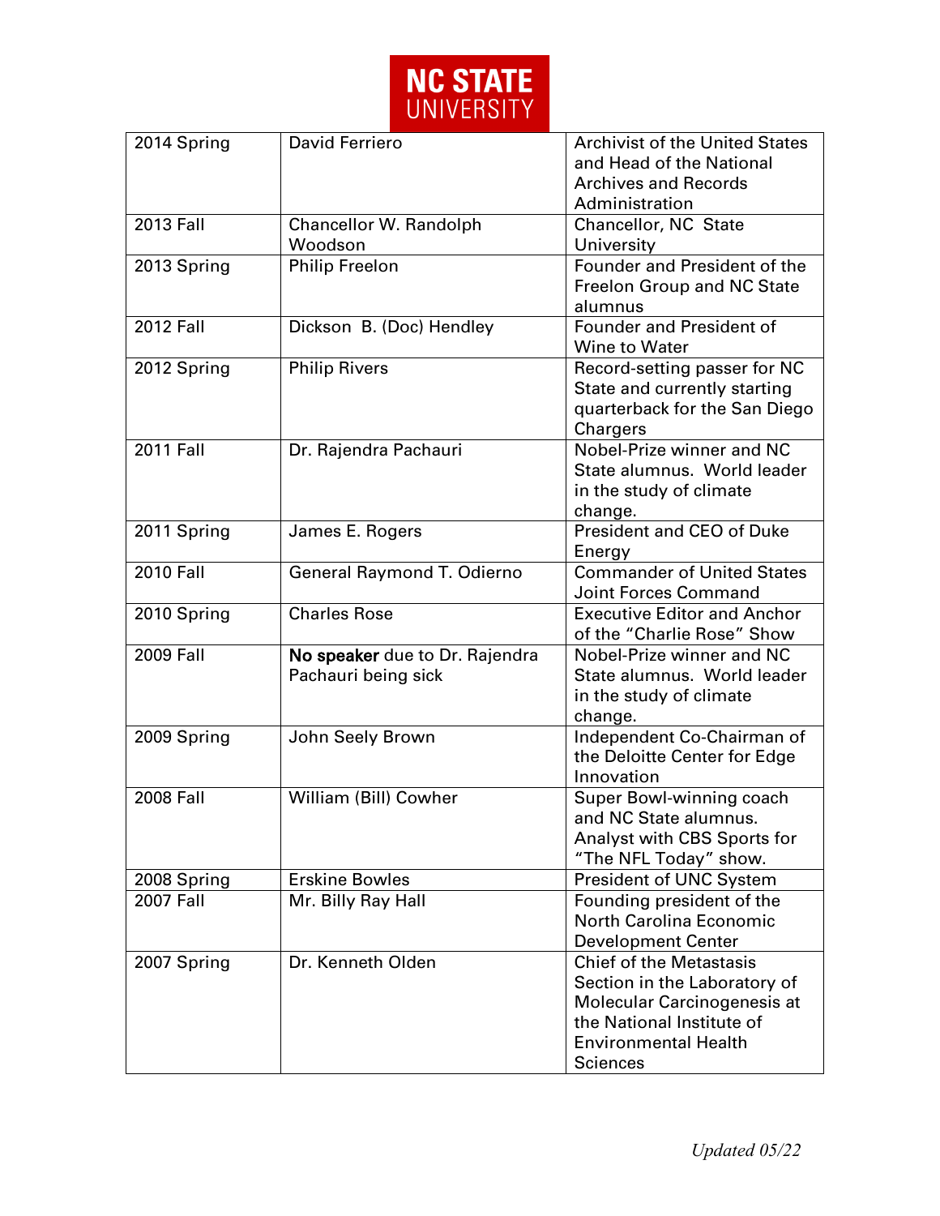| | | |
|---|---|---|
| 2014 Spring | David Ferriero | Archivist of the United States and Head of the National Archives and Records Administration |
| 2013 Fall | Chancellor W. Randolph Woodson | Chancellor, NC State University |
| 2013 Spring | Philip Freelon | Founder and President of the Freelon Group and NC State alumnus |
| 2012 Fall | Dickson B. (Doc) Hendley | Founder and President of Wine to Water |
| 2012 Spring | Philip Rivers | Record-setting passer for NC State and currently starting quarterback for the San Diego Chargers |
| 2011 Fall | Dr. Rajendra Pachauri | Nobel-Prize winner and NC State alumnus. World leader in the study of climate change. |
| 2011 Spring | James E. Rogers | President and CEO of Duke Energy |
| 2010 Fall | General Raymond T. Odierno | Commander of United States Joint Forces Command |
| 2010 Spring | Charles Rose | Executive Editor and Anchor of the "Charlie Rose" Show |
| 2009 Fall | **No speaker** due to Dr. Rajendra Pachauri being sick | Nobel-Prize winner and NC State alumnus. World leader in the study of climate change. |
| 2009 Spring | John Seely Brown | Independent Co-Chairman of the Deloitte Center for Edge Innovation |
| 2008 Fall | William (Bill) Cowher | Super Bowl-winning coach and NC State alumnus. Analyst with CBS Sports for "The NFL Today" show. |
| 2008 Spring | Erskine Bowles | President of UNC System |
| 2007 Fall | Mr. Billy Ray Hall | Founding president of the North Carolina Economic Development Center |
| 2007 Spring | Dr. Kenneth Olden | Chief of the Metastasis Section in the Laboratory of Molecular Carcinogenesis at the National Institute of Environmental Health Sciences |

*Updated 05/22*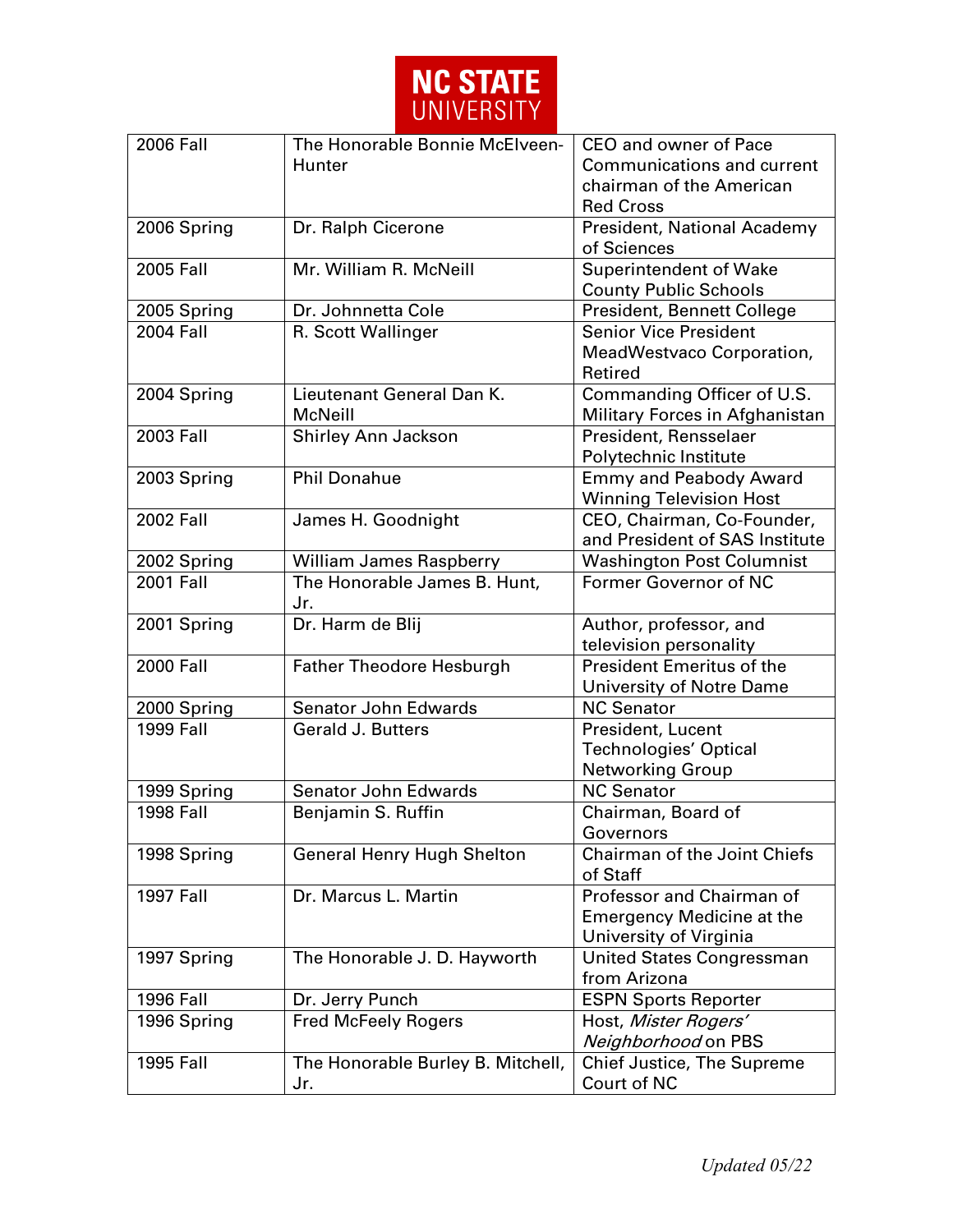| 2006 Fall | The Honorable Bonnie McElveen-Hunter | CEO and owner of Pace Communications and current chairman of the American Red Cross |
|---|---|---|
| 2006 Spring | Dr. Ralph Cicerone | President, National Academy of Sciences |
| 2005 Fall | Mr. William R. McNeill | Superintendent of Wake County Public Schools |
| 2005 Spring | Dr. Johnnetta Cole | President, Bennett College |
| 2004 Fall | R. Scott Wallinger | Senior Vice President MeadWestvaco Corporation, Retired |
| 2004 Spring | Lieutenant General Dan K. McNeill | Commanding Officer of U.S. Military Forces in Afghanistan |
| 2003 Fall | Shirley Ann Jackson | President, Rensselaer Polytechnic Institute |
| 2003 Spring | Phil Donahue | Emmy and Peabody Award Winning Television Host |
| 2002 Fall | James H. Goodnight | CEO, Chairman, Co-Founder, and President of SAS Institute |
| 2002 Spring | William James Raspberry | Washington Post Columnist |
| 2001 Fall | The Honorable James B. Hunt, Jr. | Former Governor of NC |
| 2001 Spring | Dr. Harm de Blij | Author, professor, and television personality |
| 2000 Fall | Father Theodore Hesburgh | President Emeritus of the University of Notre Dame |
| 2000 Spring | Senator John Edwards | NC Senator |
| 1999 Fall | Gerald J. Butters | President, Lucent Technologies' Optical Networking Group |
| 1999 Spring | Senator John Edwards | NC Senator |
| 1998 Fall | Benjamin S. Ruffin | Chairman, Board of Governors |
| 1998 Spring | General Henry Hugh Shelton | Chairman of the Joint Chiefs of Staff |
| 1997 Fall | Dr. Marcus L. Martin | Professor and Chairman of Emergency Medicine at the University of Virginia |
| 1997 Spring | The Honorable J. D. Hayworth | United States Congressman from Arizona |
| 1996 Fall | Dr. Jerry Punch | ESPN Sports Reporter |
| 1996 Spring | Fred McFeely Rogers | Host, *Mister Rogers' Neighborhood* on PBS |
| 1995 Fall | The Honorable Burley B. Mitchell, Jr. | Chief Justice, The Supreme Court of NC |

*Updated 05/22*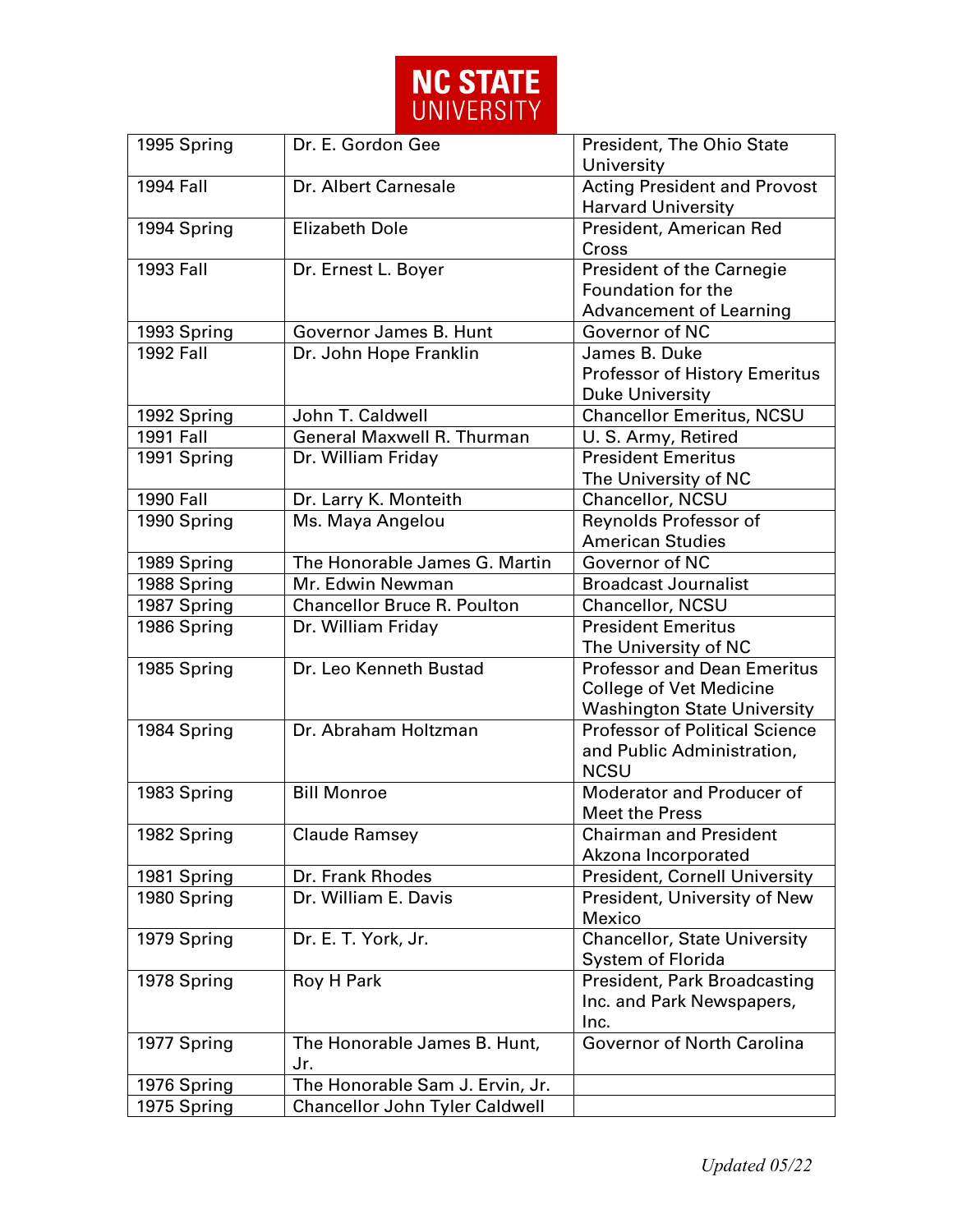| 1995 Spring | Dr. E. Gordon Gee | President, The Ohio State University |
|---|---|---|
| 1994 Fall | Dr. Albert Carnesale | Acting President and Provost Harvard University |
| 1994 Spring | Elizabeth Dole | President, American Red Cross |
| 1993 Fall | Dr. Ernest L. Boyer | President of the Carnegie Foundation for the Advancement of Learning |
| 1993 Spring | Governor James B. Hunt | Governor of NC |
| 1992 Fall | Dr. John Hope Franklin | James B. Duke Professor of History Emeritus Duke University |
| 1992 Spring | John T. Caldwell | Chancellor Emeritus, NCSU |
| 1991 Fall | General Maxwell R. Thurman | U. S. Army, Retired |
| 1991 Spring | Dr. William Friday | President Emeritus The University of NC |
| 1990 Fall | Dr. Larry K. Monteith | Chancellor, NCSU |
| 1990 Spring | Ms. Maya Angelou | Reynolds Professor of American Studies |
| 1989 Spring | The Honorable James G. Martin | Governor of NC |
| 1988 Spring | Mr. Edwin Newman | Broadcast Journalist |
| 1987 Spring | Chancellor Bruce R. Poulton | Chancellor, NCSU |
| 1986 Spring | Dr. William Friday | President Emeritus The University of NC |
| 1985 Spring | Dr. Leo Kenneth Bustad | Professor and Dean Emeritus College of Vet Medicine Washington State University |
| 1984 Spring | Dr. Abraham Holtzman | Professor of Political Science and Public Administration, NCSU |
| 1983 Spring | Bill Monroe | Moderator and Producer of Meet the Press |
| 1982 Spring | Claude Ramsey | Chairman and President Akzona Incorporated |
| 1981 Spring | Dr. Frank Rhodes | President, Cornell University |
| 1980 Spring | Dr. William E. Davis | President, University of New Mexico |
| 1979 Spring | Dr. E. T. York, Jr. | Chancellor, State University System of Florida |
| 1978 Spring | Roy H Park | President, Park Broadcasting Inc. and Park Newspapers, Inc. |
| 1977 Spring | The Honorable James B. Hunt, Jr. | Governor of North Carolina |
| 1976 Spring | The Honorable Sam J. Ervin, Jr. | |
| 1975 Spring | Chancellor John Tyler Caldwell | |

*Updated 05/22*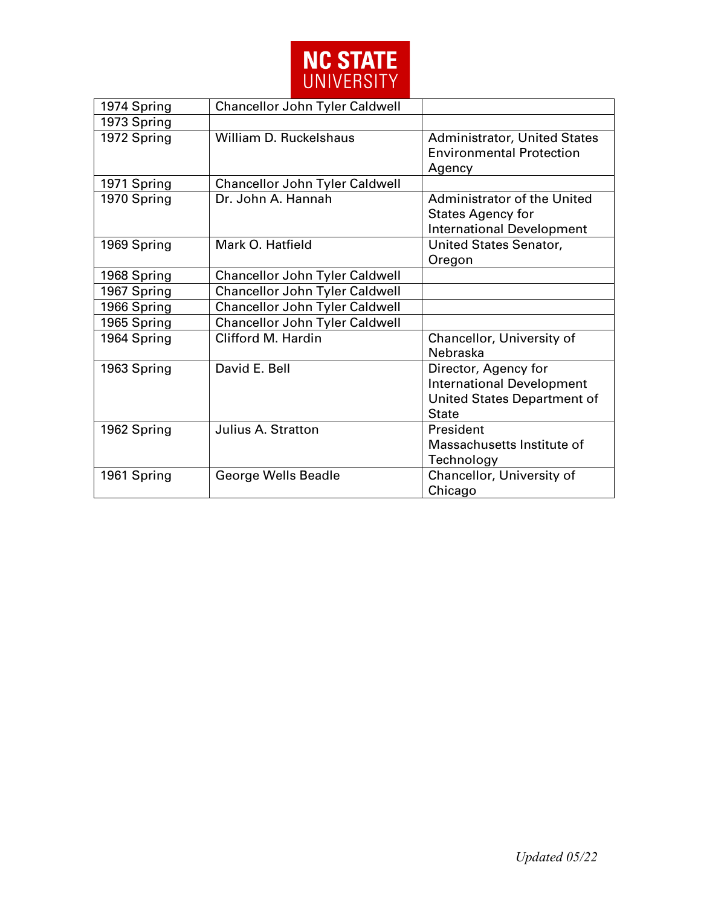| | | |
|---|---|---|
| 1974 Spring | Chancellor John Tyler Caldwell | |
| 1973 Spring | | |
| 1972 Spring | William D. Ruckelshaus | Administrator, United States Environmental Protection Agency |
| 1971 Spring | Chancellor John Tyler Caldwell | |
| 1970 Spring | Dr. John A. Hannah | Administrator of the United States Agency for International Development |
| 1969 Spring | Mark O. Hatfield | United States Senator, Oregon |
| 1968 Spring | Chancellor John Tyler Caldwell | |
| 1967 Spring | Chancellor John Tyler Caldwell | |
| 1966 Spring | Chancellor John Tyler Caldwell | |
| 1965 Spring | Chancellor John Tyler Caldwell | |
| 1964 Spring | Clifford M. Hardin | Chancellor, University of Nebraska |
| 1963 Spring | David E. Bell | Director, Agency for International Development United States Department of State |
| 1962 Spring | Julius A. Stratton | President Massachusetts Institute of Technology |
| 1961 Spring | George Wells Beadle | Chancellor, University of Chicago |

*Updated 05/22*